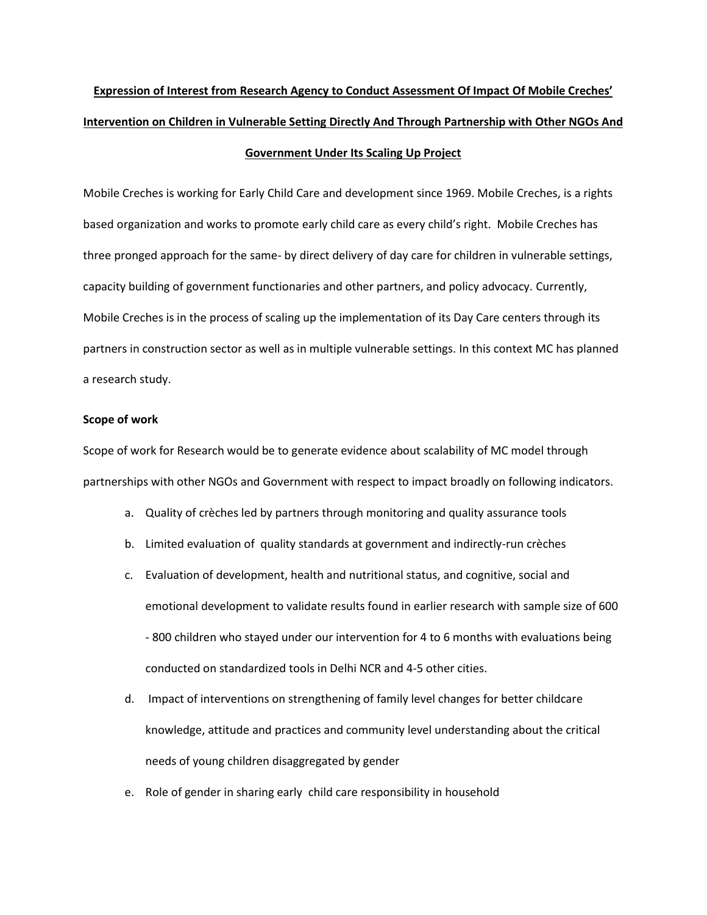# **Expression of Interest from Research Agency to Conduct Assessment Of Impact Of Mobile Creches' Intervention on Children in Vulnerable Setting Directly And Through Partnership with Other NGOs And Government Under Its Scaling Up Project**

Mobile Creches is working for Early Child Care and development since 1969. Mobile Creches, is a rights based organization and works to promote early child care as every child's right. Mobile Creches has three pronged approach for the same- by direct delivery of day care for children in vulnerable settings, capacity building of government functionaries and other partners, and policy advocacy. Currently, Mobile Creches is in the process of scaling up the implementation of its Day Care centers through its partners in construction sector as well as in multiple vulnerable settings. In this context MC has planned a research study.

**Scope of work**

Scope of work for Research would be to generate evidence about scalability of MC model through partnerships with other NGOs and Government with respect to impact broadly on following indicators.

a. Quality of crèches led by partners through monitoring and quality assurance tools
b. Limited evaluation of quality standards at government and indirectly-run crèches
c. Evaluation of development, health and nutritional status, and cognitive, social and emotional development to validate results found in earlier research with sample size of 600 - 800 children who stayed under our intervention for 4 to 6 months with evaluations being conducted on standardized tools in Delhi NCR and 4-5 other cities.
d. Impact of interventions on strengthening of family level changes for better childcare knowledge, attitude and practices and community level understanding about the critical needs of young children disaggregated by gender
e. Role of gender in sharing early child care responsibility in household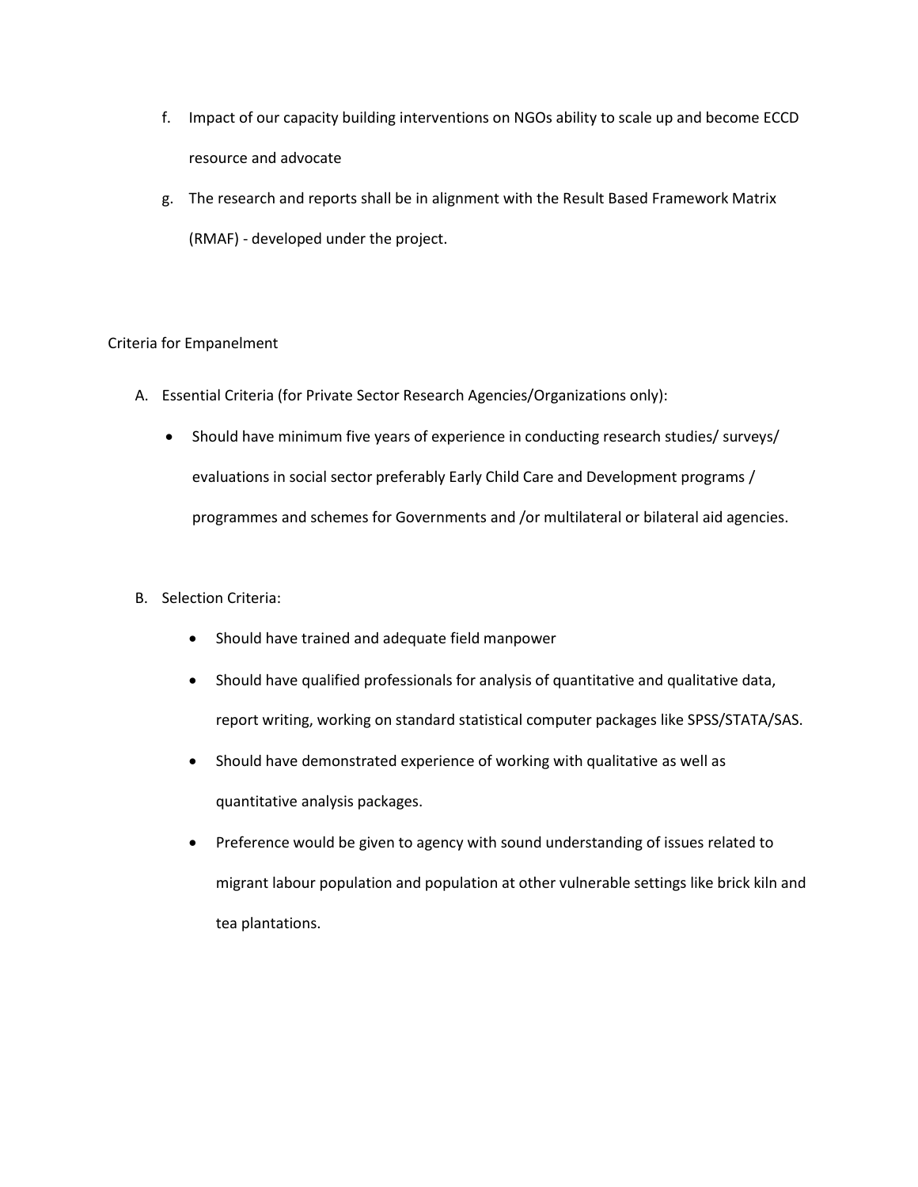f. Impact of our capacity building interventions on NGOs ability to scale up and become ECCD resource and advocate

g. The research and reports shall be in alignment with the Result Based Framework Matrix (RMAF) - developed under the project.

Criteria for Empanelment

A. Essential Criteria (for Private Sector Research Agencies/Organizations only):

- Should have minimum five years of experience in conducting research studies/ surveys/ evaluations in social sector preferably Early Child Care and Development programs / programmes and schemes for Governments and /or multilateral or bilateral aid agencies.

B. Selection Criteria:

- Should have trained and adequate field manpower
- Should have qualified professionals for analysis of quantitative and qualitative data, report writing, working on standard statistical computer packages like SPSS/STATA/SAS.
- Should have demonstrated experience of working with qualitative as well as quantitative analysis packages.
- Preference would be given to agency with sound understanding of issues related to migrant labour population and population at other vulnerable settings like brick kiln and tea plantations.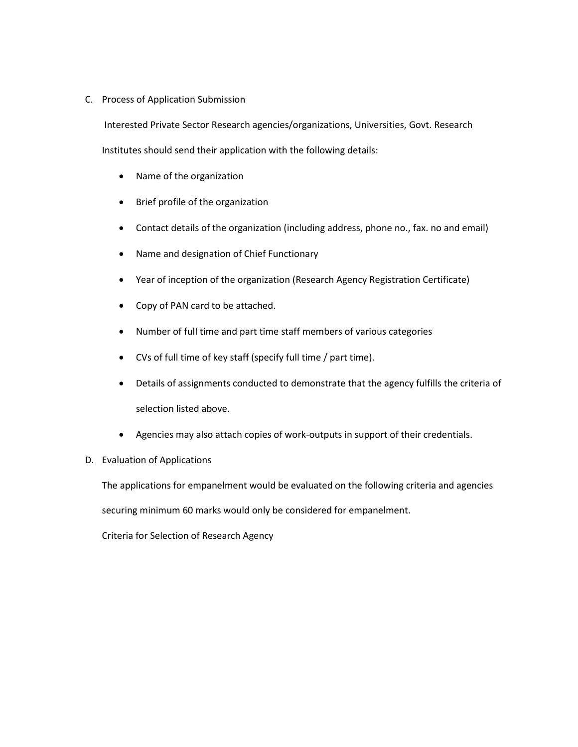C. Process of Application Submission

Interested Private Sector Research agencies/organizations, Universities, Govt. Research Institutes should send their application with the following details:

- Name of the organization
- Brief profile of the organization
- Contact details of the organization (including address, phone no., fax. no and email)
- Name and designation of Chief Functionary
- Year of inception of the organization (Research Agency Registration Certificate)
- Copy of PAN card to be attached.
- Number of full time and part time staff members of various categories
- CVs of full time of key staff (specify full time / part time).
- Details of assignments conducted to demonstrate that the agency fulfills the criteria of selection listed above.
- Agencies may also attach copies of work-outputs in support of their credentials.

D. Evaluation of Applications

The applications for empanelment would be evaluated on the following criteria and agencies securing minimum 60 marks would only be considered for empanelment.

Criteria for Selection of Research Agency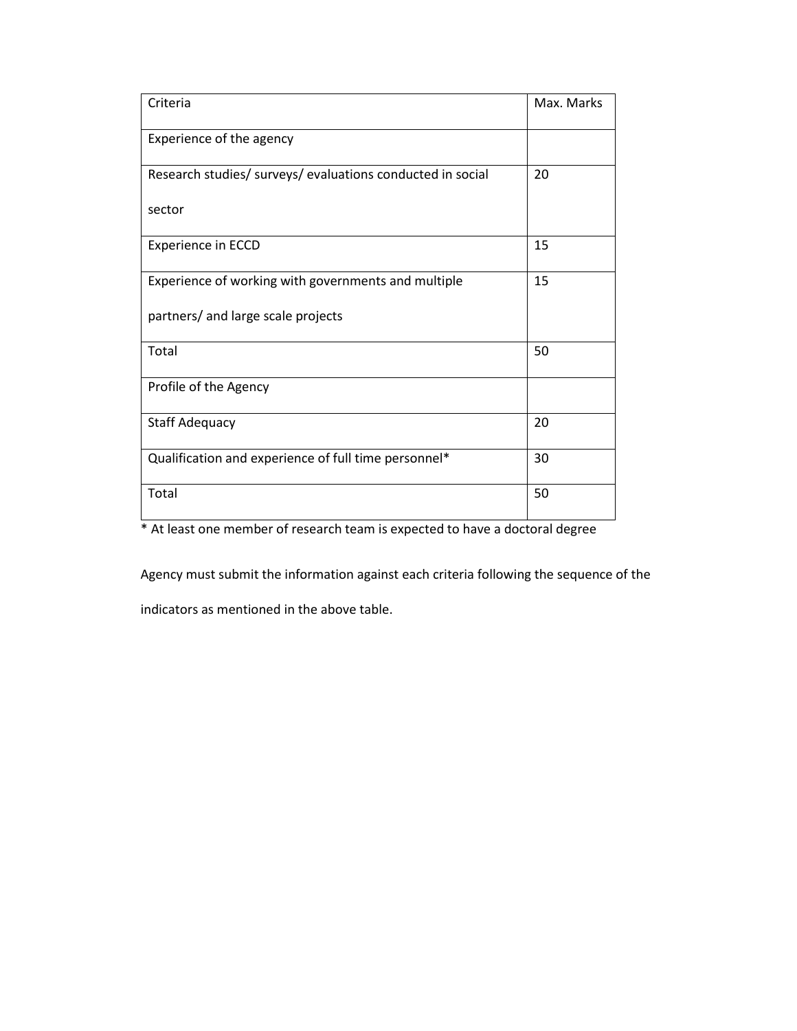| Criteria | Max. Marks |
|---|---|
| Experience of the agency | |
| Research studies/ surveys/ evaluations conducted in social sector | 20 |
| Experience in ECCD | 15 |
| Experience of working with governments and multiple partners/ and large scale projects | 15 |
| Total | 50 |
| Profile of the Agency | |
| Staff Adequacy | 20 |
| Qualification and experience of full time personnel* | 30 |
| Total | 50 |

* At least one member of research team is expected to have a doctoral degree

Agency must submit the information against each criteria following the sequence of the indicators as mentioned in the above table.